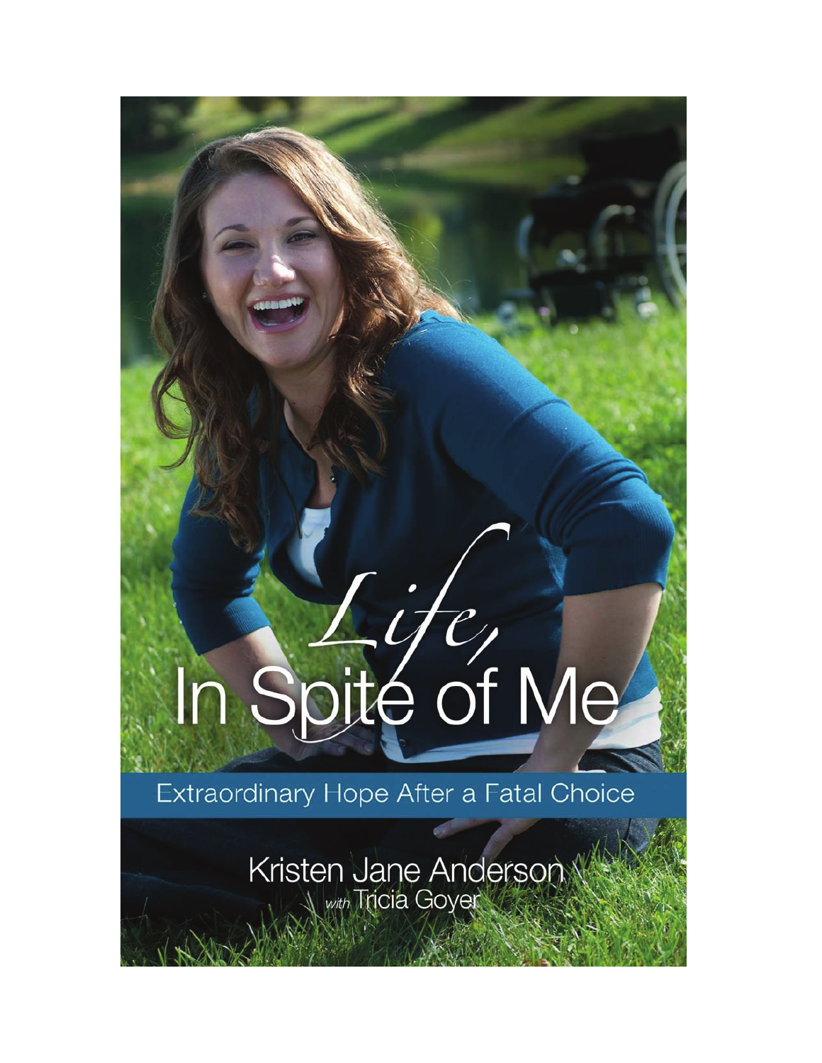# *Life,* In Spite of Me

## Extraordinary Hope After a Fatal Choice

Kristen Jane Anderson

*with* Tricia Goyer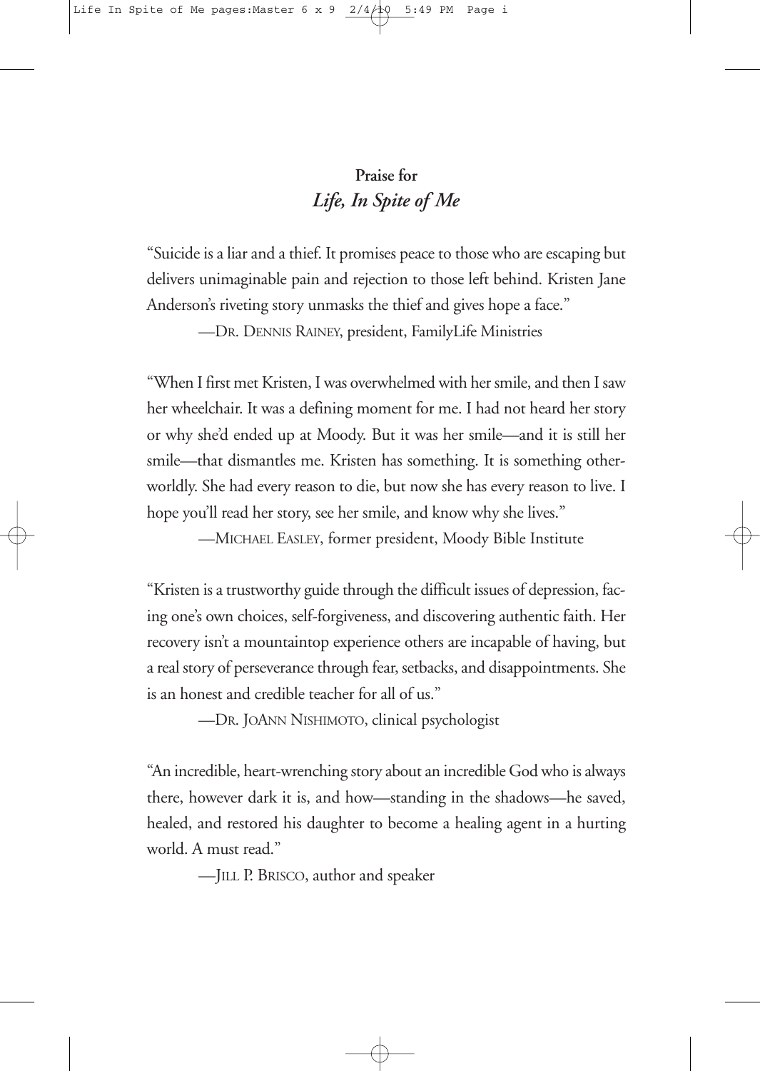## Praise for *Life, In Spite of Me*

"Suicide is a liar and a thief. It promises peace to those who are escaping but delivers unimaginable pain and rejection to those left behind. Kristen Jane Anderson's riveting story unmasks the thief and gives hope a face."

—DR. DENNIS RAINEY, president, FamilyLife Ministries

"When I first met Kristen, I was overwhelmed with her smile, and then I saw her wheelchair. It was a defining moment for me. I had not heard her story or why she'd ended up at Moody. But it was her smile—and it is still her smile—that dismantles me. Kristen has something. It is something otherworldly. She had every reason to die, but now she has every reason to live. I hope you'll read her story, see her smile, and know why she lives."

—MICHAEL EASLEY, former president, Moody Bible Institute

"Kristen is a trustworthy guide through the difficult issues of depression, facing one's own choices, self-forgiveness, and discovering authentic faith. Her recovery isn't a mountaintop experience others are incapable of having, but a real story of perseverance through fear, setbacks, and disappointments. She is an honest and credible teacher for all of us."

—DR. JOANN NISHIMOTO, clinical psychologist

"An incredible, heart-wrenching story about an incredible God who is always there, however dark it is, and how—standing in the shadows—he saved, healed, and restored his daughter to become a healing agent in a hurting world. A must read."

—JILL P. BRISCO, author and speaker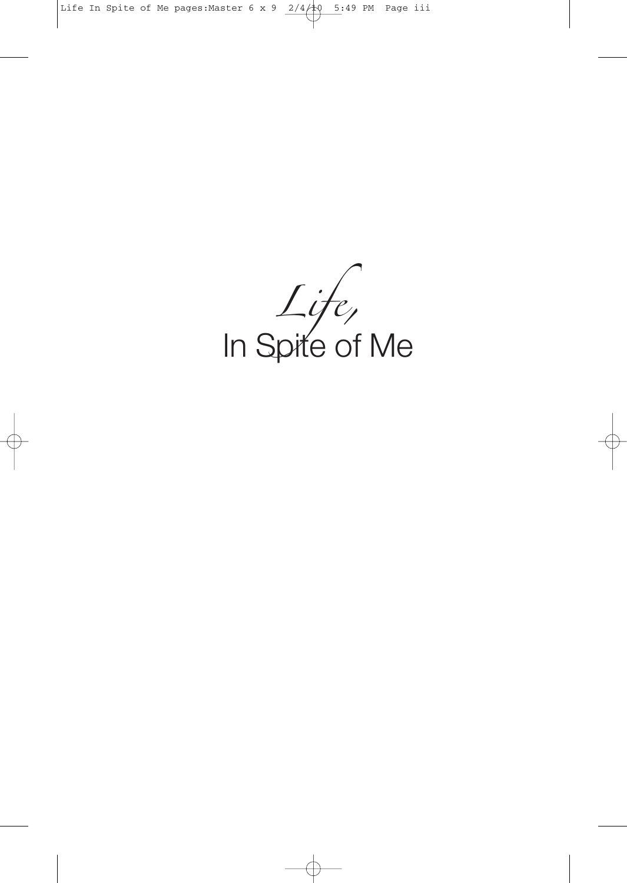# *Life,* In Spite of Me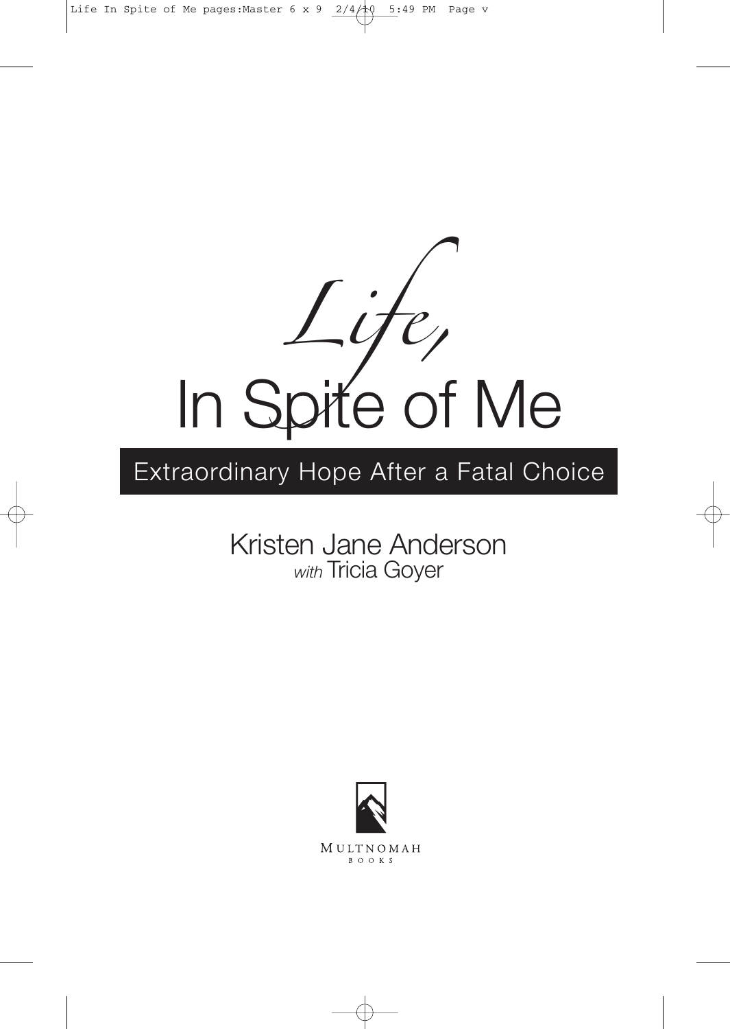# *Life,* In Spite of Me

## Extraordinary Hope After a Fatal Choice

Kristen Jane Anderson
*with* Tricia Goyer

MULTNOMAH
BOOKS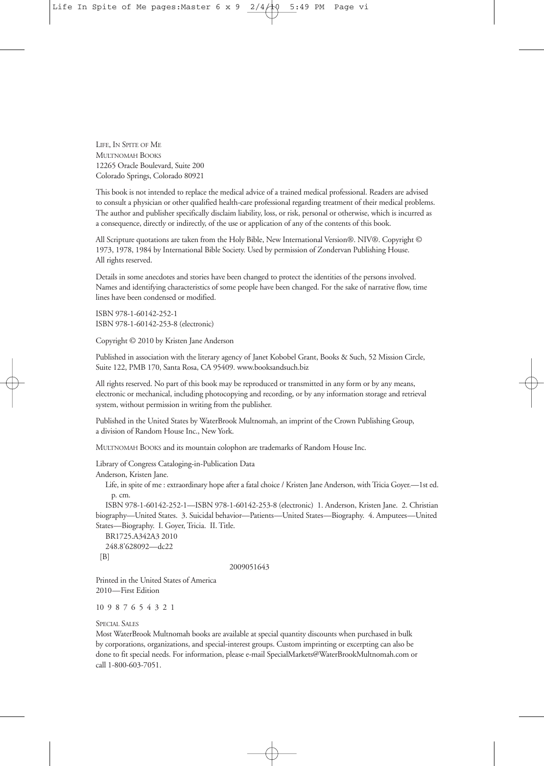LIFE, IN SPITE OF ME
MULTNOMAH BOOKS
12265 Oracle Boulevard, Suite 200
Colorado Springs, Colorado 80921

This book is not intended to replace the medical advice of a trained medical professional. Readers are advised to consult a physician or other qualified health-care professional regarding treatment of their medical problems. The author and publisher specifically disclaim liability, loss, or risk, personal or otherwise, which is incurred as a consequence, directly or indirectly, of the use or application of any of the contents of this book.

All Scripture quotations are taken from the Holy Bible, New International Version®. NIV®. Copyright © 1973, 1978, 1984 by International Bible Society. Used by permission of Zondervan Publishing House. All rights reserved.

Details in some anecdotes and stories have been changed to protect the identities of the persons involved. Names and identifying characteristics of some people have been changed. For the sake of narrative flow, time lines have been condensed or modified.

ISBN 978-1-60142-252-1
ISBN 978-1-60142-253-8 (electronic)

Copyright © 2010 by Kristen Jane Anderson

Published in association with the literary agency of Janet Kobobel Grant, Books & Such, 52 Mission Circle, Suite 122, PMB 170, Santa Rosa, CA 95409. www.booksandsuch.biz

All rights reserved. No part of this book may be reproduced or transmitted in any form or by any means, electronic or mechanical, including photocopying and recording, or by any information storage and retrieval system, without permission in writing from the publisher.

Published in the United States by WaterBrook Multnomah, an imprint of the Crown Publishing Group, a division of Random House Inc., New York.

MULTNOMAH BOOKS and its mountain colophon are trademarks of Random House Inc.

Library of Congress Cataloging-in-Publication Data

Anderson, Kristen Jane.

Life, in spite of me : extraordinary hope after a fatal choice / Kristen Jane Anderson, with Tricia Goyer.—1st ed.
p. cm.

ISBN 978-1-60142-252-1—ISBN 978-1-60142-253-8 (electronic) 1. Anderson, Kristen Jane. 2. Christian biography—United States. 3. Suicidal behavior—Patients—United States—Biography. 4. Amputees—United States—Biography. I. Goyer, Tricia. II. Title.

BR1725.A342A3 2010
248.8'628092—dc22
[B]

2009051643

Printed in the United States of America
2010—First Edition

10 9 8 7 6 5 4 3 2 1

SPECIAL SALES

Most WaterBrook Multnomah books are available at special quantity discounts when purchased in bulk by corporations, organizations, and special-interest groups. Custom imprinting or excerpting can also be done to fit special needs. For information, please e-mail SpecialMarkets@WaterBrookMultnomah.com or call 1-800-603-7051.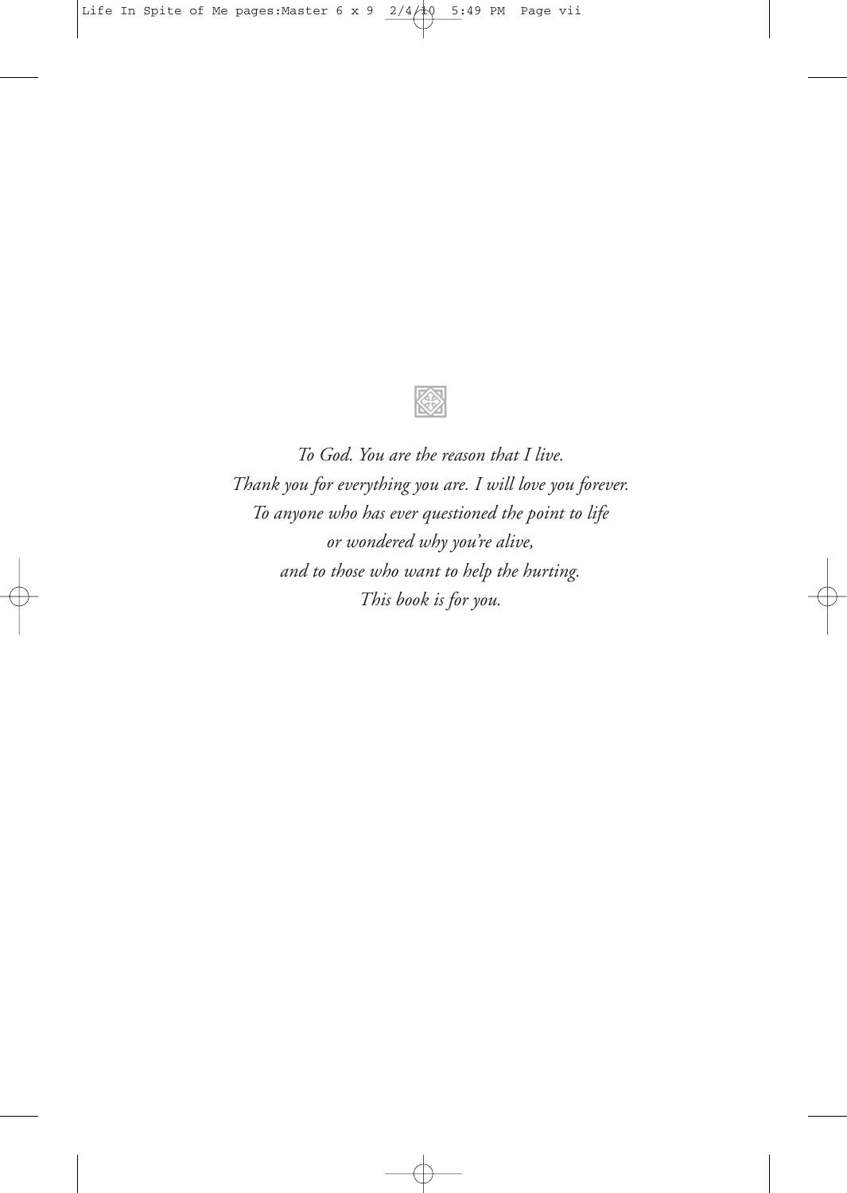*To God. You are the reason that I live.*
*Thank you for everything you are. I will love you forever.*
*To anyone who has ever questioned the point to life*
*or wondered why you're alive,*
*and to those who want to help the hurting.*
*This book is for you.*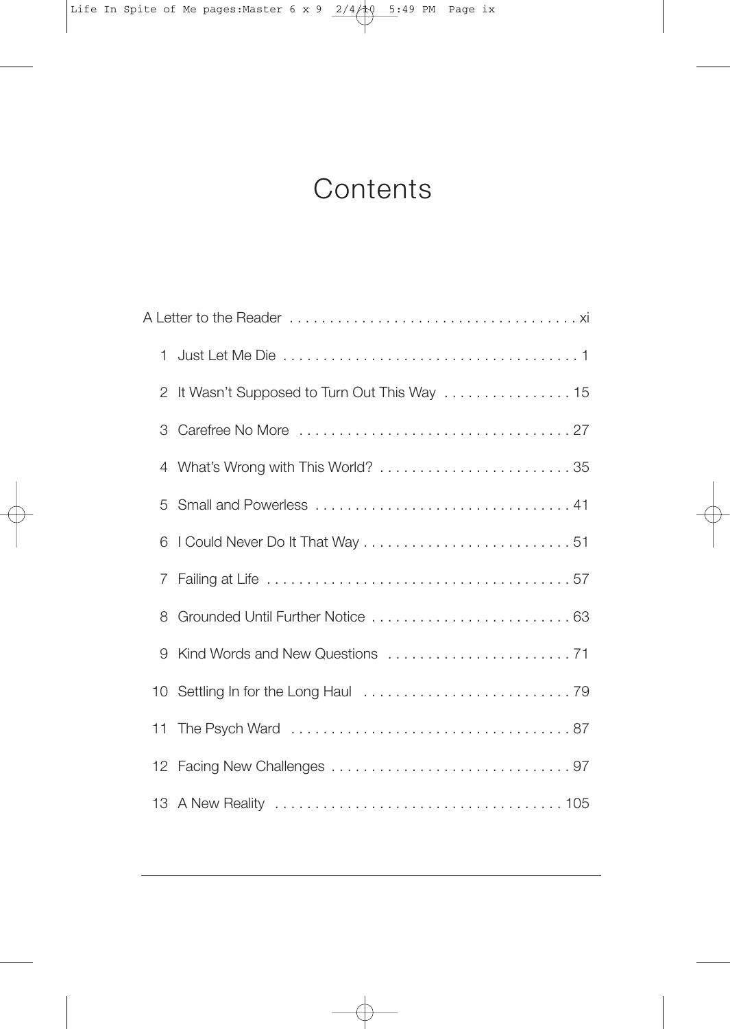# Contents

A Letter to the Reader . . . . . . . . . . . . . . . . . . . . . . . . . . . . . . . . . . . . xi

1 Just Let Me Die . . . . . . . . . . . . . . . . . . . . . . . . . . . . . . . . . . . . . 1

2 It Wasn't Supposed to Turn Out This Way . . . . . . . . . . . . . . . . 15

3 Carefree No More . . . . . . . . . . . . . . . . . . . . . . . . . . . . . . . . . . . 27

4 What's Wrong with This World? . . . . . . . . . . . . . . . . . . . . . . . . . 35

5 Small and Powerless . . . . . . . . . . . . . . . . . . . . . . . . . . . . . . . . . 41

6 I Could Never Do It That Way . . . . . . . . . . . . . . . . . . . . . . . . . . 51

7 Failing at Life . . . . . . . . . . . . . . . . . . . . . . . . . . . . . . . . . . . . . . 57

8 Grounded Until Further Notice . . . . . . . . . . . . . . . . . . . . . . . . . 63

9 Kind Words and New Questions . . . . . . . . . . . . . . . . . . . . . . . . 71

10 Settling In for the Long Haul . . . . . . . . . . . . . . . . . . . . . . . . . . 79

11 The Psych Ward . . . . . . . . . . . . . . . . . . . . . . . . . . . . . . . . . . . . 87

12 Facing New Challenges . . . . . . . . . . . . . . . . . . . . . . . . . . . . . . 97

13 A New Reality . . . . . . . . . . . . . . . . . . . . . . . . . . . . . . . . . . . . 105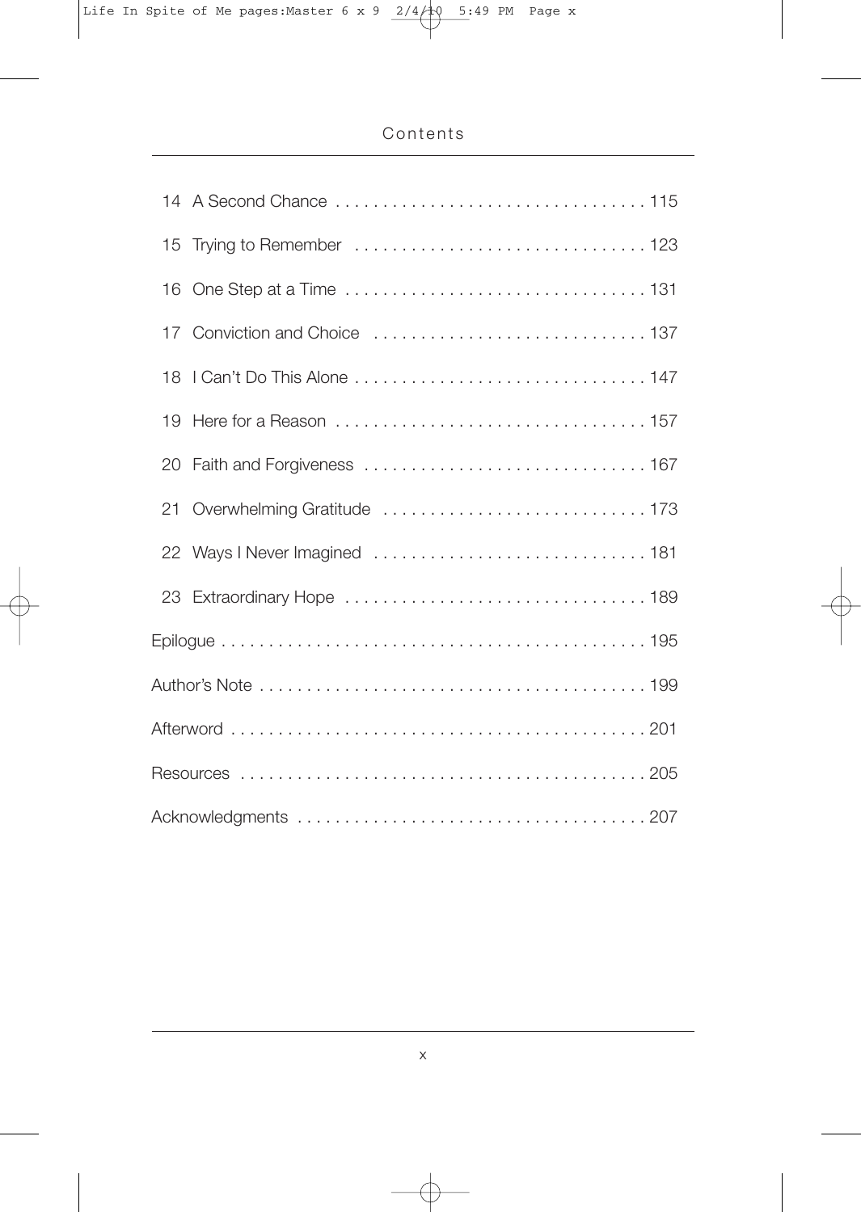# Contents

- 14 A Second Chance . . . . . 115
- 15 Trying to Remember . . . . . 123
- 16 One Step at a Time . . . . . 131
- 17 Conviction and Choice . . . . . 137
- 18 I Can't Do This Alone . . . . . 147
- 19 Here for a Reason . . . . . 157
- 20 Faith and Forgiveness . . . . . 167
- 21 Overwhelming Gratitude . . . . . 173
- 22 Ways I Never Imagined . . . . . 181
- 23 Extraordinary Hope . . . . . 189

Epilogue . . . . . 195

Author's Note . . . . . 199

Afterword . . . . . 201

Resources . . . . . 205

Acknowledgments . . . . . 207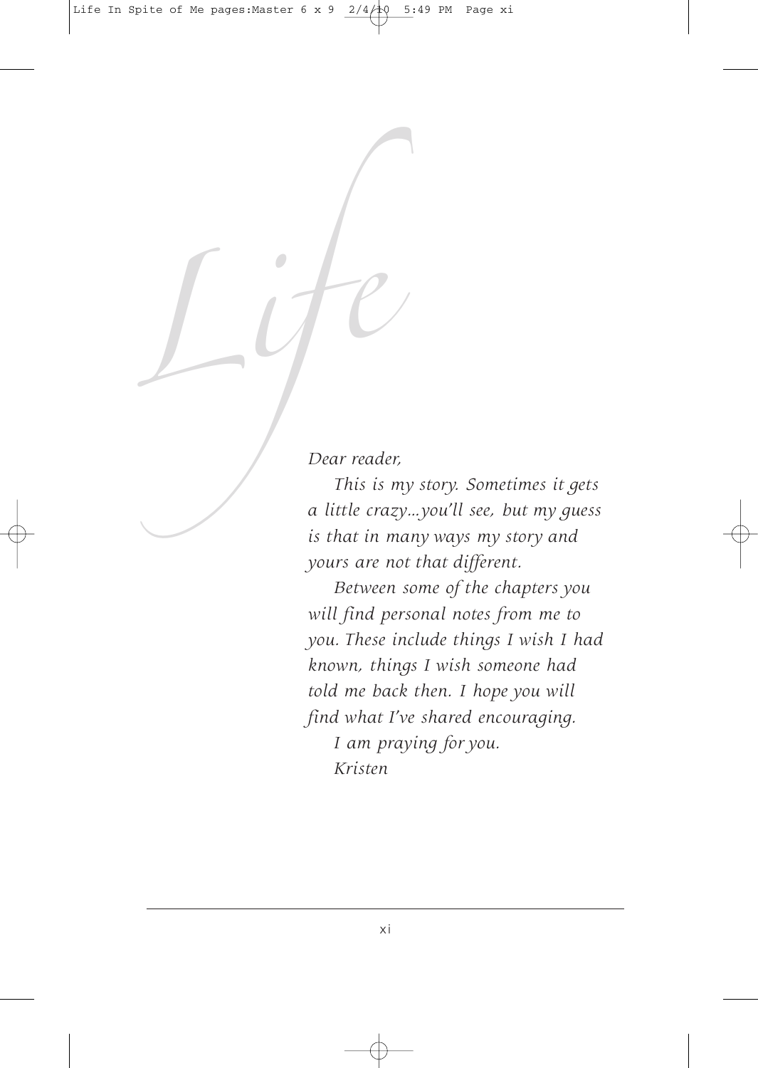*Life*

*Dear reader,*

*This is my story. Sometimes it gets a little crazy…you'll see, but my guess is that in many ways my story and yours are not that different.*

*Between some of the chapters you will find personal notes from me to you. These include things I wish I had known, things I wish someone had told me back then. I hope you will find what I've shared encouraging.*

*I am praying for you.*

*Kristen*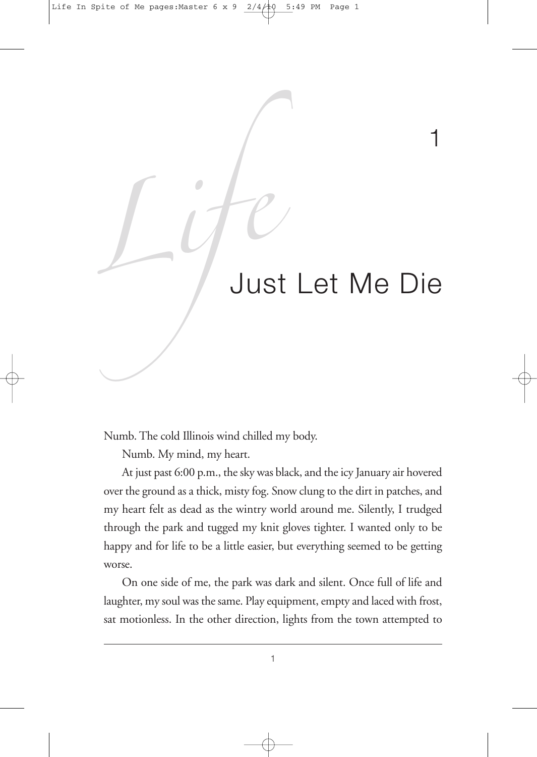# 1 Just Let Me Die

Numb. The cold Illinois wind chilled my body.

Numb. My mind, my heart.

At just past 6:00 p.m., the sky was black, and the icy January air hovered over the ground as a thick, misty fog. Snow clung to the dirt in patches, and my heart felt as dead as the wintry world around me. Silently, I trudged through the park and tugged my knit gloves tighter. I wanted only to be happy and for life to be a little easier, but everything seemed to be getting worse.

On one side of me, the park was dark and silent. Once full of life and laughter, my soul was the same. Play equipment, empty and laced with frost, sat motionless. In the other direction, lights from the town attempted to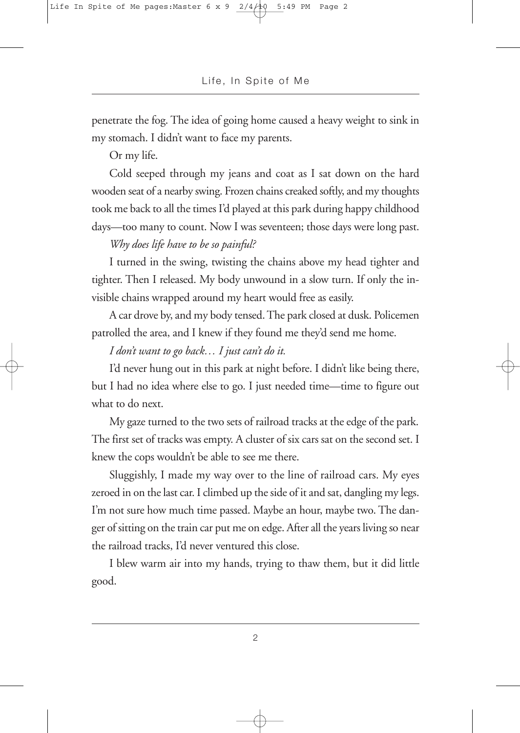penetrate the fog. The idea of going home caused a heavy weight to sink in my stomach. I didn't want to face my parents.

Or my life.

Cold seeped through my jeans and coat as I sat down on the hard wooden seat of a nearby swing. Frozen chains creaked softly, and my thoughts took me back to all the times I'd played at this park during happy childhood days—too many to count. Now I was seventeen; those days were long past.

*Why does life have to be so painful?*

I turned in the swing, twisting the chains above my head tighter and tighter. Then I released. My body unwound in a slow turn. If only the invisible chains wrapped around my heart would free as easily.

A car drove by, and my body tensed. The park closed at dusk. Policemen patrolled the area, and I knew if they found me they'd send me home.

*I don't want to go back… I just can't do it.*

I'd never hung out in this park at night before. I didn't like being there, but I had no idea where else to go. I just needed time—time to figure out what to do next.

My gaze turned to the two sets of railroad tracks at the edge of the park. The first set of tracks was empty. A cluster of six cars sat on the second set. I knew the cops wouldn't be able to see me there.

Sluggishly, I made my way over to the line of railroad cars. My eyes zeroed in on the last car. I climbed up the side of it and sat, dangling my legs. I'm not sure how much time passed. Maybe an hour, maybe two. The danger of sitting on the train car put me on edge. After all the years living so near the railroad tracks, I'd never ventured this close.

I blew warm air into my hands, trying to thaw them, but it did little good.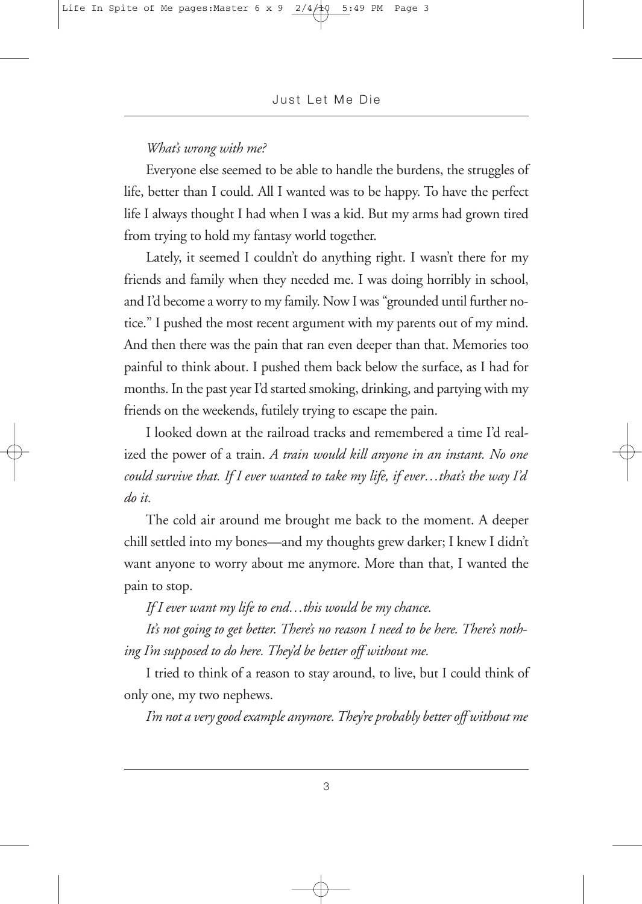*What's wrong with me?*

Everyone else seemed to be able to handle the burdens, the struggles of life, better than I could. All I wanted was to be happy. To have the perfect life I always thought I had when I was a kid. But my arms had grown tired from trying to hold my fantasy world together.

Lately, it seemed I couldn't do anything right. I wasn't there for my friends and family when they needed me. I was doing horribly in school, and I'd become a worry to my family. Now I was "grounded until further notice." I pushed the most recent argument with my parents out of my mind. And then there was the pain that ran even deeper than that. Memories too painful to think about. I pushed them back below the surface, as I had for months. In the past year I'd started smoking, drinking, and partying with my friends on the weekends, futilely trying to escape the pain.

I looked down at the railroad tracks and remembered a time I'd realized the power of a train. *A train would kill anyone in an instant. No one could survive that. If I ever wanted to take my life, if ever…that's the way I'd do it.*

The cold air around me brought me back to the moment. A deeper chill settled into my bones—and my thoughts grew darker; I knew I didn't want anyone to worry about me anymore. More than that, I wanted the pain to stop.

*If I ever want my life to end…this would be my chance.*

*It's not going to get better. There's no reason I need to be here. There's nothing I'm supposed to do here. They'd be better off without me.*

I tried to think of a reason to stay around, to live, but I could think of only one, my two nephews.

*I'm not a very good example anymore. They're probably better off without me*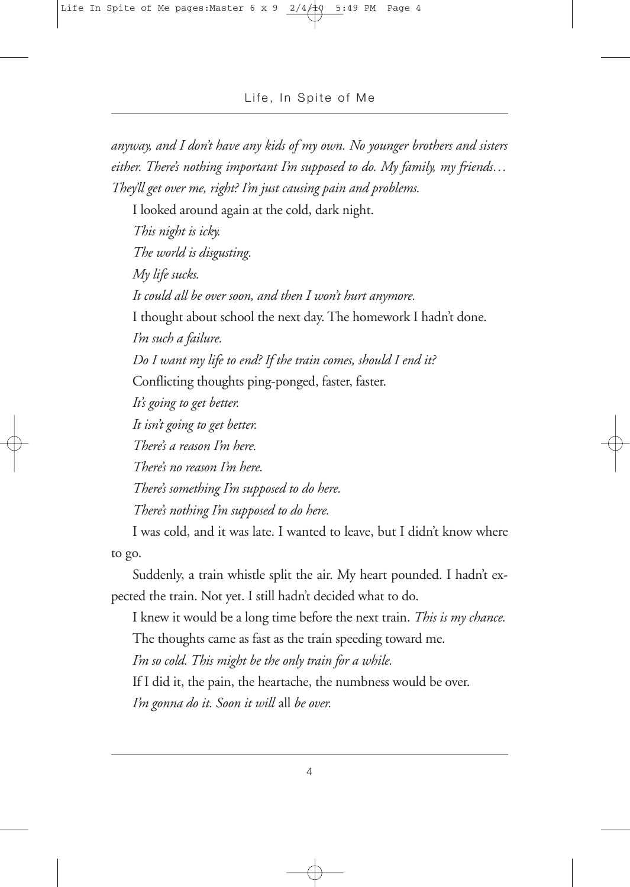*anyway, and I don't have any kids of my own. No younger brothers and sisters either. There's nothing important I'm supposed to do. My family, my friends… They'll get over me, right? I'm just causing pain and problems.*

I looked around again at the cold, dark night.

*This night is icky.*

*The world is disgusting.*

*My life sucks.*

*It could all be over soon, and then I won't hurt anymore.*

I thought about school the next day. The homework I hadn't done.

*I'm such a failure.*

*Do I want my life to end? If the train comes, should I end it?*

Conflicting thoughts ping-ponged, faster, faster.

*It's going to get better.*

*It isn't going to get better.*

*There's a reason I'm here.*

*There's no reason I'm here.*

*There's something I'm supposed to do here.*

*There's nothing I'm supposed to do here.*

I was cold, and it was late. I wanted to leave, but I didn't know where to go.

Suddenly, a train whistle split the air. My heart pounded. I hadn't expected the train. Not yet. I still hadn't decided what to do.

I knew it would be a long time before the next train. *This is my chance.*

The thoughts came as fast as the train speeding toward me.

*I'm so cold. This might be the only train for a while.*

If I did it, the pain, the heartache, the numbness would be over.

*I'm gonna do it. Soon it will* all *be over.*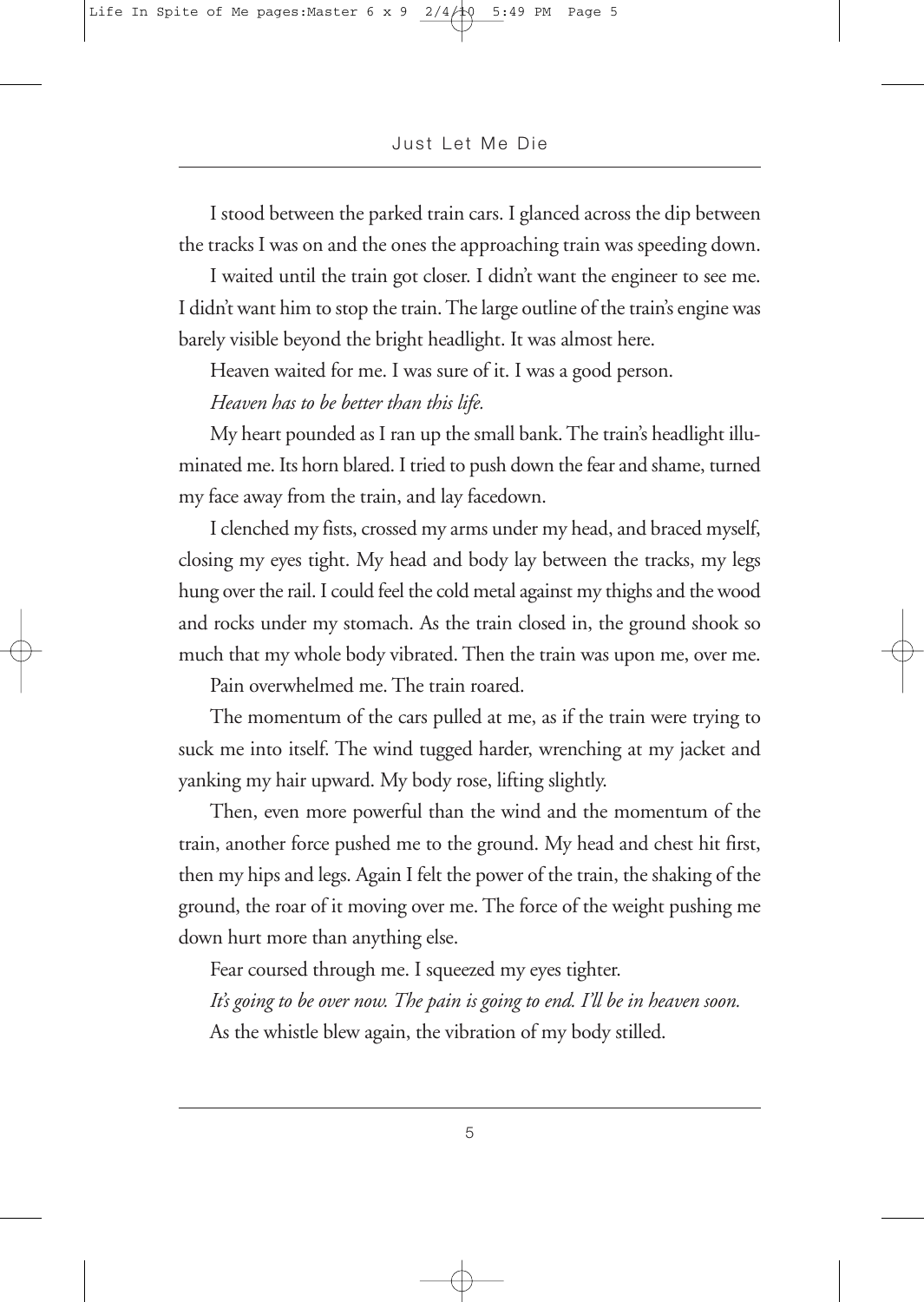I stood between the parked train cars. I glanced across the dip between the tracks I was on and the ones the approaching train was speeding down.

I waited until the train got closer. I didn't want the engineer to see me. I didn't want him to stop the train. The large outline of the train's engine was barely visible beyond the bright headlight. It was almost here.

Heaven waited for me. I was sure of it. I was a good person.

*Heaven has to be better than this life.*

My heart pounded as I ran up the small bank. The train's headlight illuminated me. Its horn blared. I tried to push down the fear and shame, turned my face away from the train, and lay facedown.

I clenched my fists, crossed my arms under my head, and braced myself, closing my eyes tight. My head and body lay between the tracks, my legs hung over the rail. I could feel the cold metal against my thighs and the wood and rocks under my stomach. As the train closed in, the ground shook so much that my whole body vibrated. Then the train was upon me, over me.

Pain overwhelmed me. The train roared.

The momentum of the cars pulled at me, as if the train were trying to suck me into itself. The wind tugged harder, wrenching at my jacket and yanking my hair upward. My body rose, lifting slightly.

Then, even more powerful than the wind and the momentum of the train, another force pushed me to the ground. My head and chest hit first, then my hips and legs. Again I felt the power of the train, the shaking of the ground, the roar of it moving over me. The force of the weight pushing me down hurt more than anything else.

Fear coursed through me. I squeezed my eyes tighter.

*It's going to be over now. The pain is going to end. I'll be in heaven soon.*

As the whistle blew again, the vibration of my body stilled.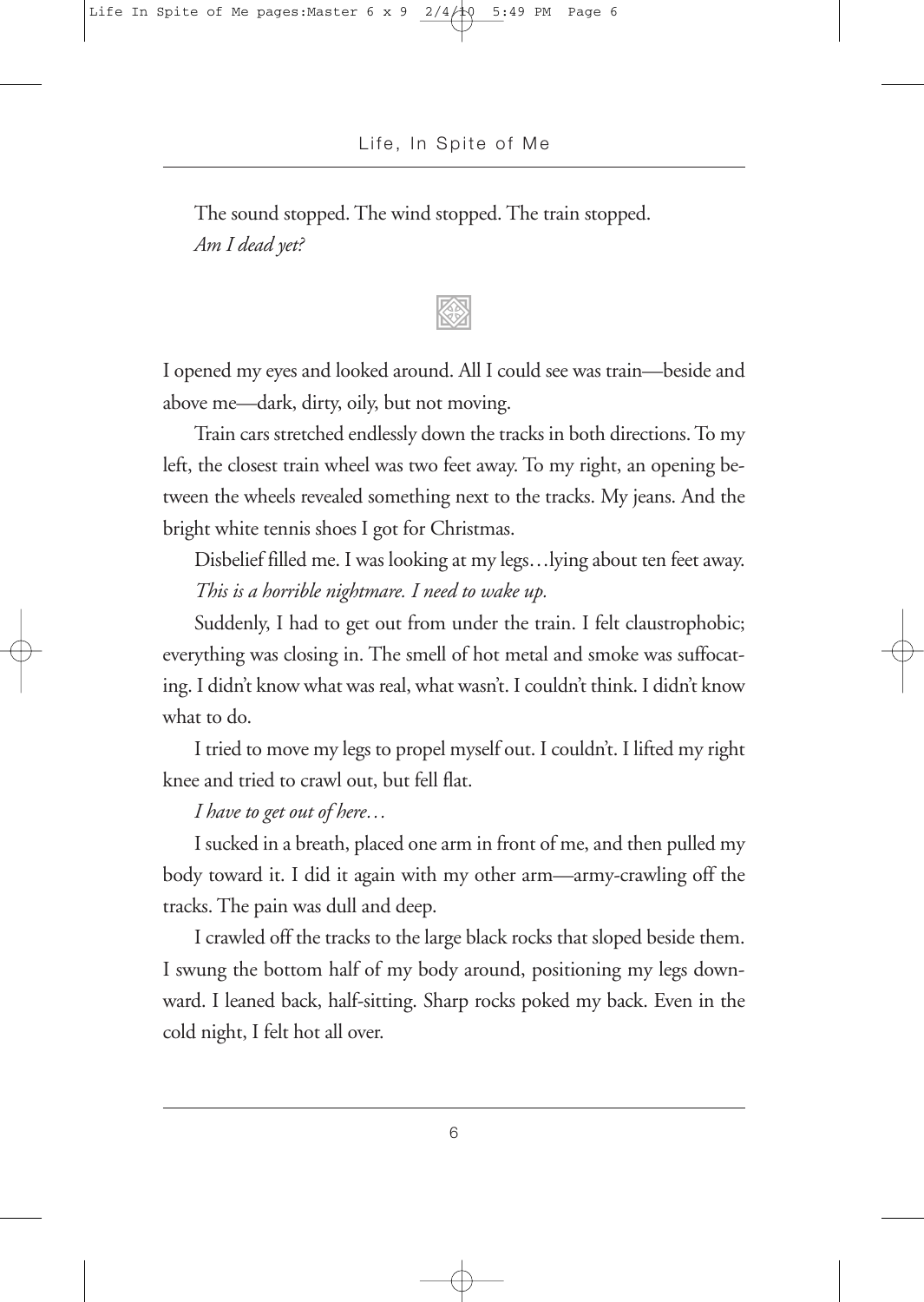The sound stopped. The wind stopped. The train stopped.

*Am I dead yet?*

---

I opened my eyes and looked around. All I could see was train—beside and above me—dark, dirty, oily, but not moving.

Train cars stretched endlessly down the tracks in both directions. To my left, the closest train wheel was two feet away. To my right, an opening between the wheels revealed something next to the tracks. My jeans. And the bright white tennis shoes I got for Christmas.

Disbelief filled me. I was looking at my legs…lying about ten feet away.

*This is a horrible nightmare. I need to wake up.*

Suddenly, I had to get out from under the train. I felt claustrophobic; everything was closing in. The smell of hot metal and smoke was suffocating. I didn't know what was real, what wasn't. I couldn't think. I didn't know what to do.

I tried to move my legs to propel myself out. I couldn't. I lifted my right knee and tried to crawl out, but fell flat.

*I have to get out of here…*

I sucked in a breath, placed one arm in front of me, and then pulled my body toward it. I did it again with my other arm—army-crawling off the tracks. The pain was dull and deep.

I crawled off the tracks to the large black rocks that sloped beside them. I swung the bottom half of my body around, positioning my legs downward. I leaned back, half-sitting. Sharp rocks poked my back. Even in the cold night, I felt hot all over.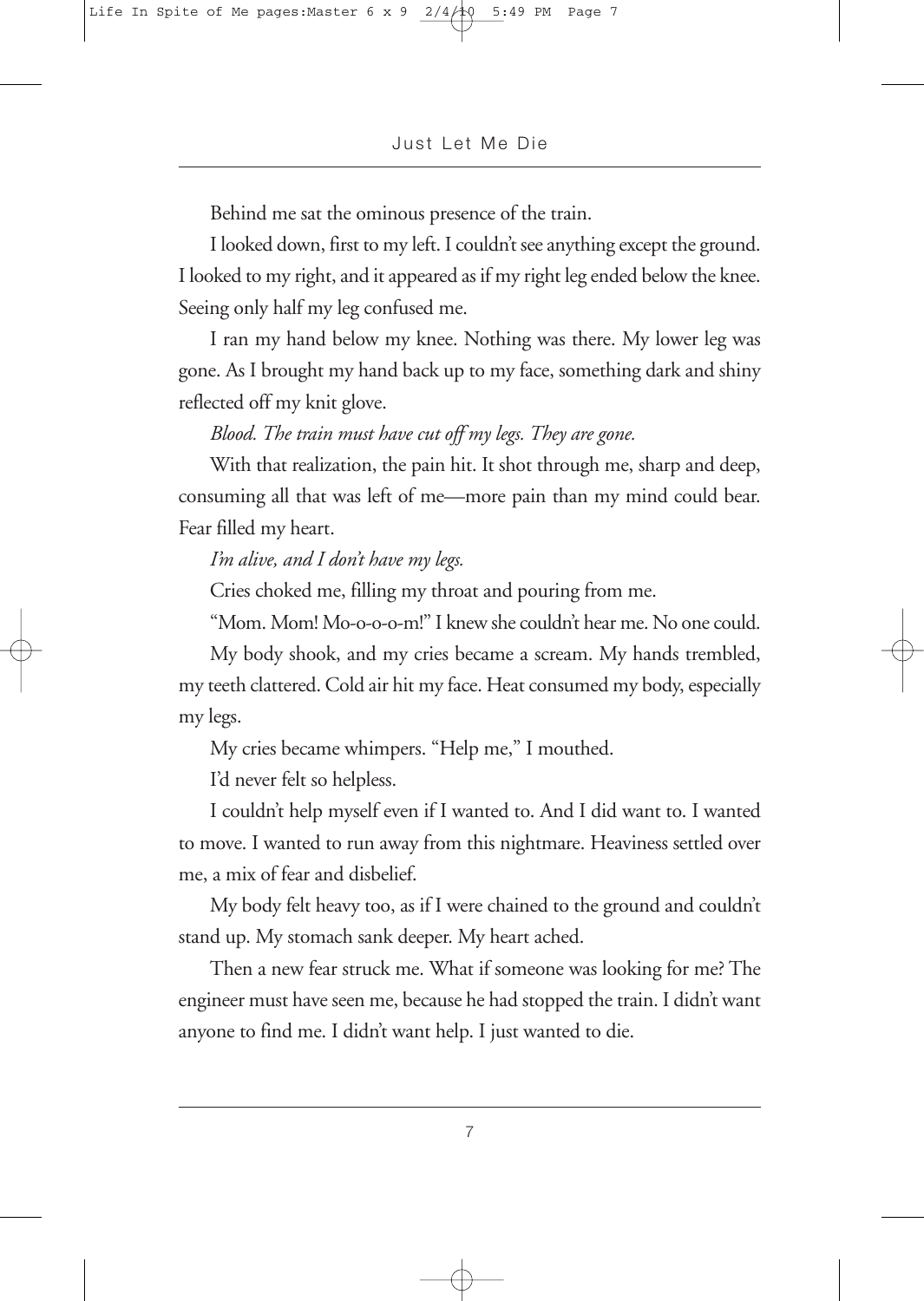Behind me sat the ominous presence of the train.

I looked down, first to my left. I couldn't see anything except the ground. I looked to my right, and it appeared as if my right leg ended below the knee. Seeing only half my leg confused me.

I ran my hand below my knee. Nothing was there. My lower leg was gone. As I brought my hand back up to my face, something dark and shiny reflected off my knit glove.

*Blood. The train must have cut off my legs. They are gone.*

With that realization, the pain hit. It shot through me, sharp and deep, consuming all that was left of me—more pain than my mind could bear. Fear filled my heart.

*I'm alive, and I don't have my legs.*

Cries choked me, filling my throat and pouring from me.

"Mom. Mom! Mo-o-o-m!" I knew she couldn't hear me. No one could.

My body shook, and my cries became a scream. My hands trembled, my teeth clattered. Cold air hit my face. Heat consumed my body, especially my legs.

My cries became whimpers. "Help me," I mouthed.

I'd never felt so helpless.

I couldn't help myself even if I wanted to. And I did want to. I wanted to move. I wanted to run away from this nightmare. Heaviness settled over me, a mix of fear and disbelief.

My body felt heavy too, as if I were chained to the ground and couldn't stand up. My stomach sank deeper. My heart ached.

Then a new fear struck me. What if someone was looking for me? The engineer must have seen me, because he had stopped the train. I didn't want anyone to find me. I didn't want help. I just wanted to die.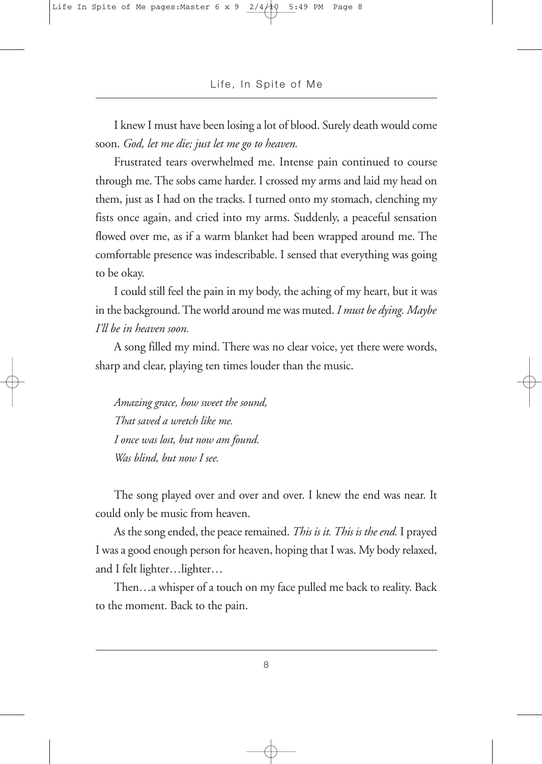I knew I must have been losing a lot of blood. Surely death would come soon. *God, let me die; just let me go to heaven.*

Frustrated tears overwhelmed me. Intense pain continued to course through me. The sobs came harder. I crossed my arms and laid my head on them, just as I had on the tracks. I turned onto my stomach, clenching my fists once again, and cried into my arms. Suddenly, a peaceful sensation flowed over me, as if a warm blanket had been wrapped around me. The comfortable presence was indescribable. I sensed that everything was going to be okay.

I could still feel the pain in my body, the aching of my heart, but it was in the background. The world around me was muted. *I must be dying. Maybe I'll be in heaven soon.*

A song filled my mind. There was no clear voice, yet there were words, sharp and clear, playing ten times louder than the music.

*Amazing grace, how sweet the sound,*
*That saved a wretch like me.*
*I once was lost, but now am found.*
*Was blind, but now I see.*

The song played over and over and over. I knew the end was near. It could only be music from heaven.

As the song ended, the peace remained. *This is it. This is the end.* I prayed I was a good enough person for heaven, hoping that I was. My body relaxed, and I felt lighter…lighter…

Then…a whisper of a touch on my face pulled me back to reality. Back to the moment. Back to the pain.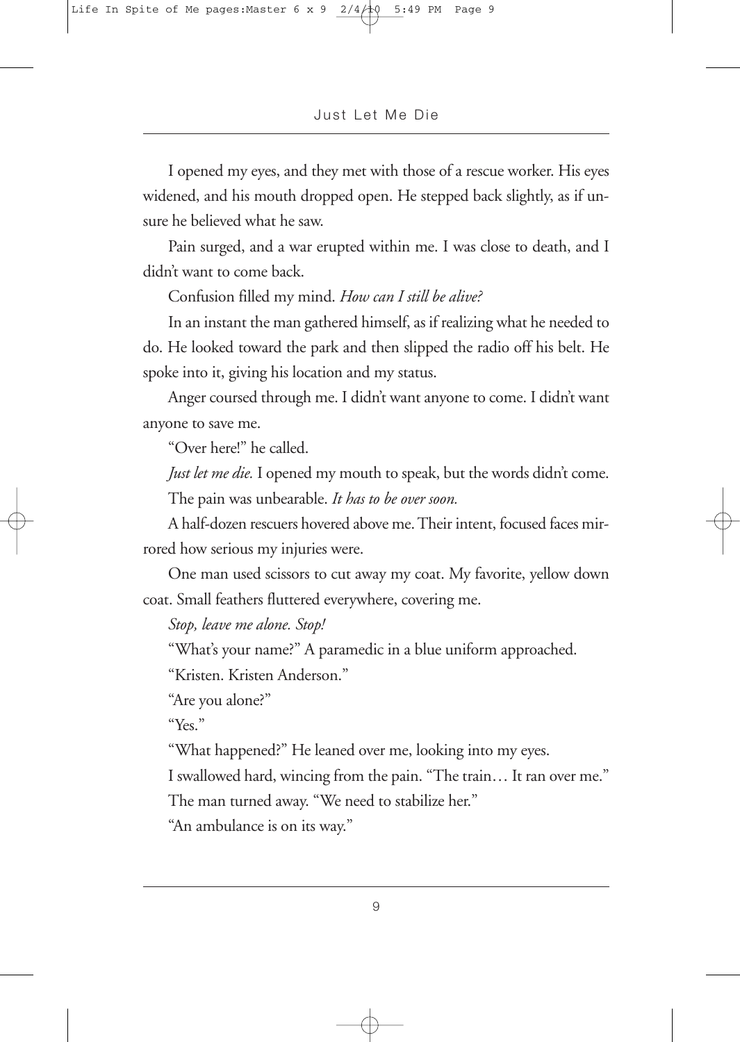I opened my eyes, and they met with those of a rescue worker. His eyes widened, and his mouth dropped open. He stepped back slightly, as if unsure he believed what he saw.

Pain surged, and a war erupted within me. I was close to death, and I didn't want to come back.

Confusion filled my mind. *How can I still be alive?*

In an instant the man gathered himself, as if realizing what he needed to do. He looked toward the park and then slipped the radio off his belt. He spoke into it, giving his location and my status.

Anger coursed through me. I didn't want anyone to come. I didn't want anyone to save me.

"Over here!" he called.

*Just let me die.* I opened my mouth to speak, but the words didn't come.

The pain was unbearable. *It has to be over soon.*

A half-dozen rescuers hovered above me. Their intent, focused faces mirrored how serious my injuries were.

One man used scissors to cut away my coat. My favorite, yellow down coat. Small feathers fluttered everywhere, covering me.

*Stop, leave me alone. Stop!*

"What's your name?" A paramedic in a blue uniform approached.

"Kristen. Kristen Anderson."

"Are you alone?"

"Yes."

"What happened?" He leaned over me, looking into my eyes.

I swallowed hard, wincing from the pain. "The train… It ran over me."

The man turned away. "We need to stabilize her."

"An ambulance is on its way."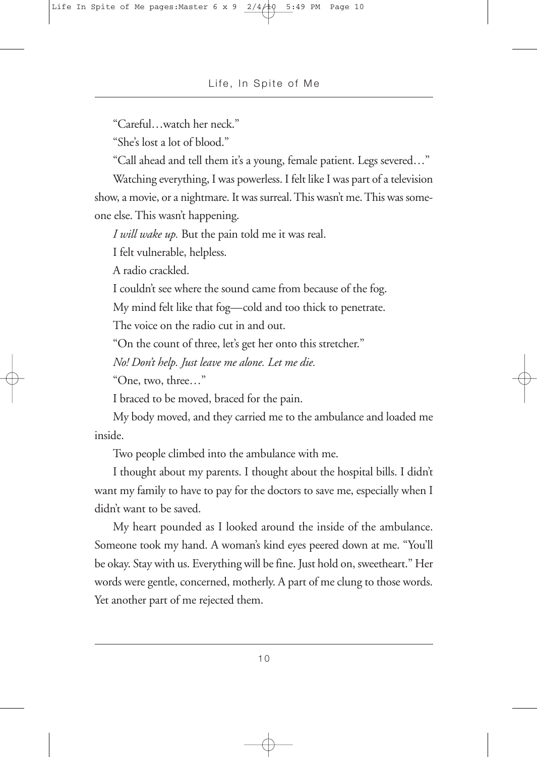"Careful…watch her neck."

"She's lost a lot of blood."

"Call ahead and tell them it's a young, female patient. Legs severed…"

Watching everything, I was powerless. I felt like I was part of a television show, a movie, or a nightmare. It was surreal. This wasn't me. This was someone else. This wasn't happening.

*I will wake up.* But the pain told me it was real.

I felt vulnerable, helpless.

A radio crackled.

I couldn't see where the sound came from because of the fog.

My mind felt like that fog—cold and too thick to penetrate.

The voice on the radio cut in and out.

"On the count of three, let's get her onto this stretcher."

*No! Don't help. Just leave me alone. Let me die.*

"One, two, three…"

I braced to be moved, braced for the pain.

My body moved, and they carried me to the ambulance and loaded me inside.

Two people climbed into the ambulance with me.

I thought about my parents. I thought about the hospital bills. I didn't want my family to have to pay for the doctors to save me, especially when I didn't want to be saved.

My heart pounded as I looked around the inside of the ambulance. Someone took my hand. A woman's kind eyes peered down at me. "You'll be okay. Stay with us. Everything will be fine. Just hold on, sweetheart." Her words were gentle, concerned, motherly. A part of me clung to those words. Yet another part of me rejected them.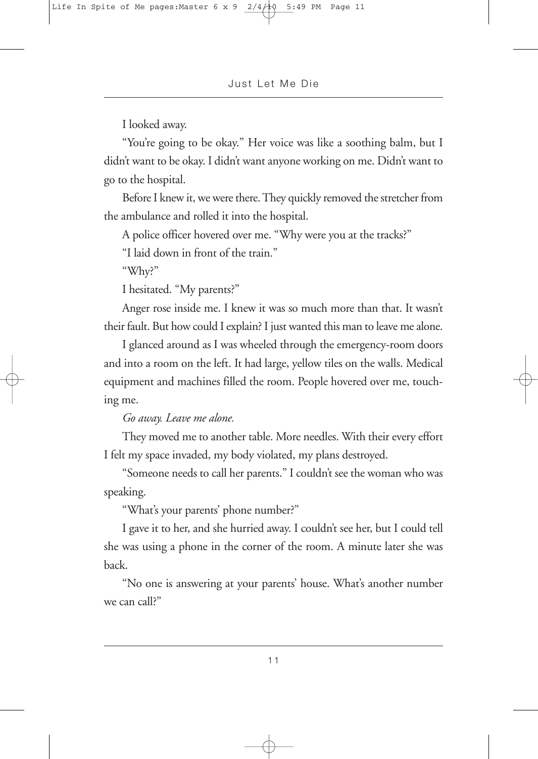I looked away.

"You're going to be okay." Her voice was like a soothing balm, but I didn't want to be okay. I didn't want anyone working on me. Didn't want to go to the hospital.

Before I knew it, we were there. They quickly removed the stretcher from the ambulance and rolled it into the hospital.

A police officer hovered over me. "Why were you at the tracks?"

"I laid down in front of the train."

"Why?"

I hesitated. "My parents?"

Anger rose inside me. I knew it was so much more than that. It wasn't their fault. But how could I explain? I just wanted this man to leave me alone.

I glanced around as I was wheeled through the emergency-room doors and into a room on the left. It had large, yellow tiles on the walls. Medical equipment and machines filled the room. People hovered over me, touching me.

*Go away. Leave me alone.*

They moved me to another table. More needles. With their every effort I felt my space invaded, my body violated, my plans destroyed.

"Someone needs to call her parents." I couldn't see the woman who was speaking.

"What's your parents' phone number?"

I gave it to her, and she hurried away. I couldn't see her, but I could tell she was using a phone in the corner of the room. A minute later she was back.

"No one is answering at your parents' house. What's another number we can call?"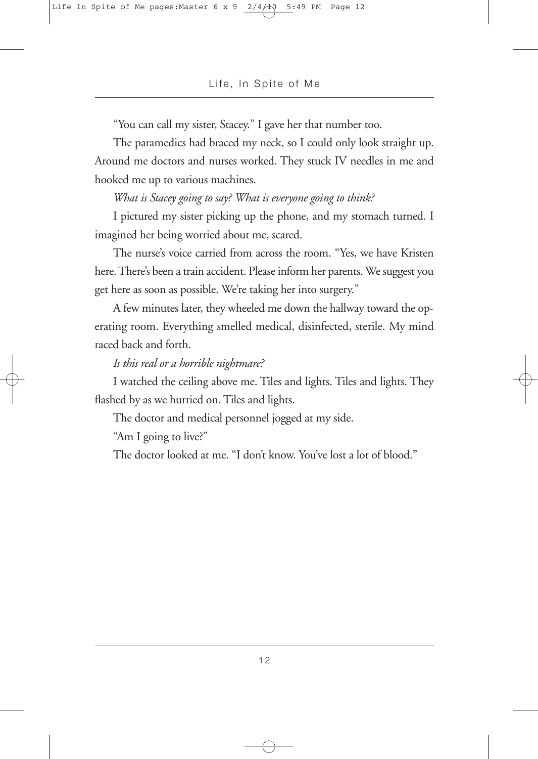"You can call my sister, Stacey." I gave her that number too.

The paramedics had braced my neck, so I could only look straight up. Around me doctors and nurses worked. They stuck IV needles in me and hooked me up to various machines.

*What is Stacey going to say? What is everyone going to think?*

I pictured my sister picking up the phone, and my stomach turned. I imagined her being worried about me, scared.

The nurse's voice carried from across the room. "Yes, we have Kristen here. There's been a train accident. Please inform her parents. We suggest you get here as soon as possible. We're taking her into surgery."

A few minutes later, they wheeled me down the hallway toward the operating room. Everything smelled medical, disinfected, sterile. My mind raced back and forth.

*Is this real or a horrible nightmare?*

I watched the ceiling above me. Tiles and lights. Tiles and lights. They flashed by as we hurried on. Tiles and lights.

The doctor and medical personnel jogged at my side.

"Am I going to live?"

The doctor looked at me. "I don't know. You've lost a lot of blood."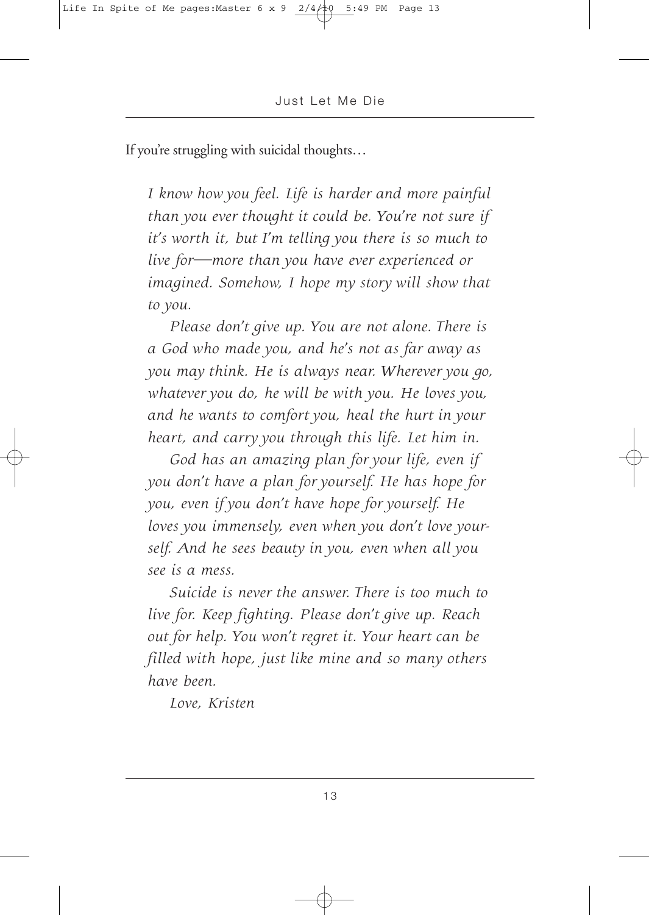If you're struggling with suicidal thoughts…

*I know how you feel. Life is harder and more painful than you ever thought it could be. You're not sure if it's worth it, but I'm telling you there is so much to live for—more than you have ever experienced or imagined. Somehow, I hope my story will show that to you.*

*Please don't give up. You are not alone. There is a God who made you, and he's not as far away as you may think. He is always near. Wherever you go, whatever you do, he will be with you. He loves you, and he wants to comfort you, heal the hurt in your heart, and carry you through this life. Let him in.*

*God has an amazing plan for your life, even if you don't have a plan for yourself. He has hope for you, even if you don't have hope for yourself. He loves you immensely, even when you don't love yourself. And he sees beauty in you, even when all you see is a mess.*

*Suicide is never the answer. There is too much to live for. Keep fighting. Please don't give up. Reach out for help. You won't regret it. Your heart can be filled with hope, just like mine and so many others have been.*

*Love, Kristen*